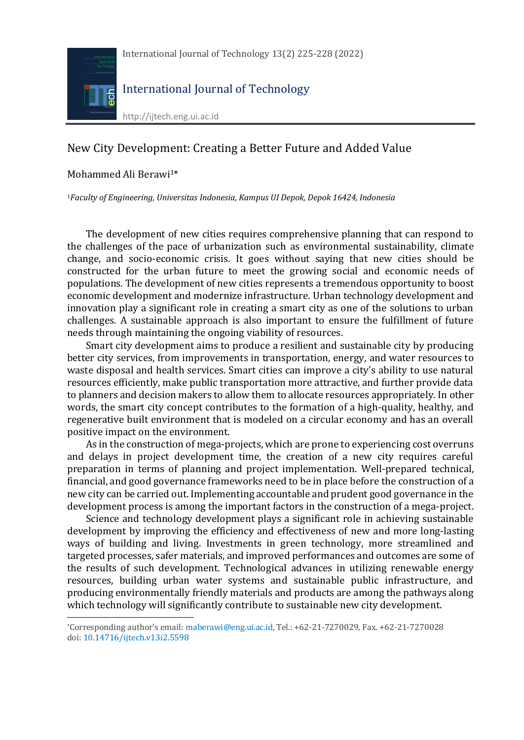# New City Development: Creating a Better Future and Added Value

Mohammed Ali Berawi[1]*

[1]*Faculty of Engineering, Universitas Indonesia, Kampus UI Depok, Depok 16424, Indonesia*

The development of new cities requires comprehensive planning that can respond to the challenges of the pace of urbanization such as environmental sustainability, climate change, and socio-economic crisis. It goes without saying that new cities should be constructed for the urban future to meet the growing social and economic needs of populations. The development of new cities represents a tremendous opportunity to boost economic development and modernize infrastructure. Urban technology development and innovation play a significant role in creating a smart city as one of the solutions to urban challenges. A sustainable approach is also important to ensure the fulfillment of future needs through maintaining the ongoing viability of resources.

Smart city development aims to produce a resilient and sustainable city by producing better city services, from improvements in transportation, energy, and water resources to waste disposal and health services. Smart cities can improve a city's ability to use natural resources efficiently, make public transportation more attractive, and further provide data to planners and decision makers to allow them to allocate resources appropriately. In other words, the smart city concept contributes to the formation of a high-quality, healthy, and regenerative built environment that is modeled on a circular economy and has an overall positive impact on the environment.

As in the construction of mega-projects, which are prone to experiencing cost overruns and delays in project development time, the creation of a new city requires careful preparation in terms of planning and project implementation. Well-prepared technical, financial, and good governance frameworks need to be in place before the construction of a new city can be carried out. Implementing accountable and prudent good governance in the development process is among the important factors in the construction of a mega-project.

Science and technology development plays a significant role in achieving sustainable development by improving the efficiency and effectiveness of new and more long-lasting ways of building and living. Investments in green technology, more streamlined and targeted processes, safer materials, and improved performances and outcomes are some of the results of such development. Technological advances in utilizing renewable energy resources, building urban water systems and sustainable public infrastructure, and producing environmentally friendly materials and products are among the pathways along which technology will significantly contribute to sustainable new city development.

---

*Corresponding author's email: maberawi@eng.ui.ac.id, Tel.: +62-21-7270029, Fax. +62-21-7270028
doi: 10.14716/ijtech.v13i2.5598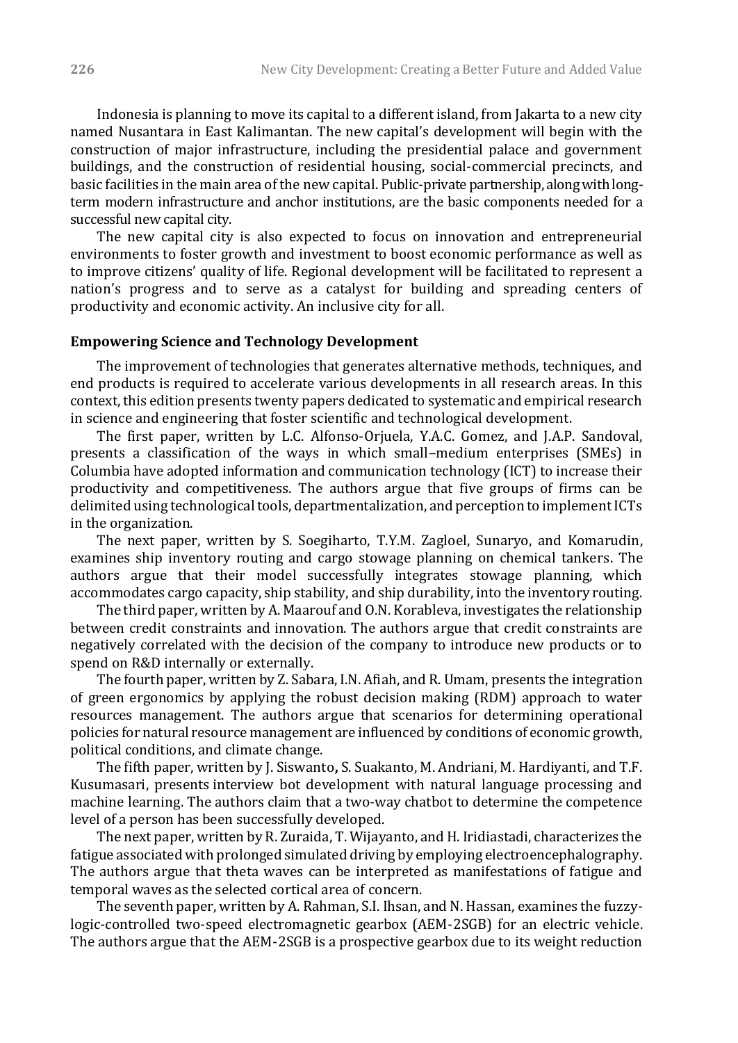Indonesia is planning to move its capital to a different island, from Jakarta to a new city named Nusantara in East Kalimantan. The new capital's development will begin with the construction of major infrastructure, including the presidential palace and government buildings, and the construction of residential housing, social-commercial precincts, and basic facilities in the main area of the new capital. Public-private partnership, along with long-term modern infrastructure and anchor institutions, are the basic components needed for a successful new capital city.

The new capital city is also expected to focus on innovation and entrepreneurial environments to foster growth and investment to boost economic performance as well as to improve citizens' quality of life. Regional development will be facilitated to represent a nation's progress and to serve as a catalyst for building and spreading centers of productivity and economic activity. An inclusive city for all.

**Empowering Science and Technology Development**

The improvement of technologies that generates alternative methods, techniques, and end products is required to accelerate various developments in all research areas. In this context, this edition presents twenty papers dedicated to systematic and empirical research in science and engineering that foster scientific and technological development.

The first paper, written by L.C. Alfonso-Orjuela, Y.A.C. Gomez, and J.A.P. Sandoval, presents a classification of the ways in which small–medium enterprises (SMEs) in Columbia have adopted information and communication technology (ICT) to increase their productivity and competitiveness. The authors argue that five groups of firms can be delimited using technological tools, departmentalization, and perception to implement ICTs in the organization.

The next paper, written by S. Soegiharto, T.Y.M. Zagloel, Sunaryo, and Komarudin, examines ship inventory routing and cargo stowage planning on chemical tankers. The authors argue that their model successfully integrates stowage planning, which accommodates cargo capacity, ship stability, and ship durability, into the inventory routing.

The third paper, written by A. Maarouf and O.N. Korableva, investigates the relationship between credit constraints and innovation. The authors argue that credit constraints are negatively correlated with the decision of the company to introduce new products or to spend on R&D internally or externally.

The fourth paper, written by Z. Sabara, I.N. Afiah, and R. Umam, presents the integration of green ergonomics by applying the robust decision making (RDM) approach to water resources management. The authors argue that scenarios for determining operational policies for natural resource management are influenced by conditions of economic growth, political conditions, and climate change.

The fifth paper, written by J. Siswanto**,** S. Suakanto, M. Andriani, M. Hardiyanti, and T.F. Kusumasari, presents interview bot development with natural language processing and machine learning. The authors claim that a two-way chatbot to determine the competence level of a person has been successfully developed.

The next paper, written by R. Zuraida, T. Wijayanto, and H. Iridiastadi, characterizes the fatigue associated with prolonged simulated driving by employing electroencephalography. The authors argue that theta waves can be interpreted as manifestations of fatigue and temporal waves as the selected cortical area of concern.

The seventh paper, written by A. Rahman, S.I. Ihsan, and N. Hassan, examines the fuzzy-logic-controlled two-speed electromagnetic gearbox (AEM-2SGB) for an electric vehicle. The authors argue that the AEM-2SGB is a prospective gearbox due to its weight reduction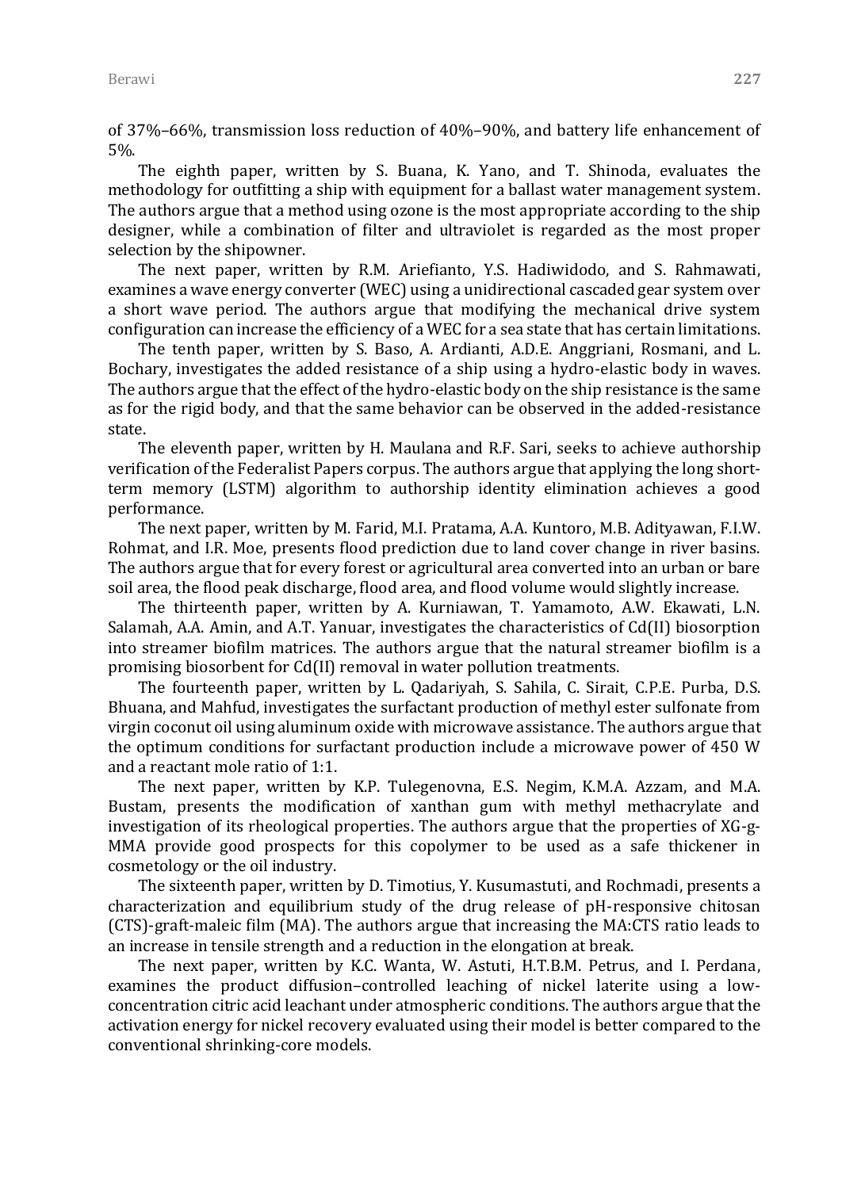of 37%–66%, transmission loss reduction of 40%–90%, and battery life enhancement of 5%.

The eighth paper, written by S. Buana, K. Yano, and T. Shinoda, evaluates the methodology for outfitting a ship with equipment for a ballast water management system. The authors argue that a method using ozone is the most appropriate according to the ship designer, while a combination of filter and ultraviolet is regarded as the most proper selection by the shipowner.

The next paper, written by R.M. Ariefianto, Y.S. Hadiwidodo, and S. Rahmawati, examines a wave energy converter (WEC) using a unidirectional cascaded gear system over a short wave period. The authors argue that modifying the mechanical drive system configuration can increase the efficiency of a WEC for a sea state that has certain limitations.

The tenth paper, written by S. Baso, A. Ardianti, A.D.E. Anggriani, Rosmani, and L. Bochary, investigates the added resistance of a ship using a hydro-elastic body in waves. The authors argue that the effect of the hydro-elastic body on the ship resistance is the same as for the rigid body, and that the same behavior can be observed in the added-resistance state.

The eleventh paper, written by H. Maulana and R.F. Sari, seeks to achieve authorship verification of the Federalist Papers corpus. The authors argue that applying the long short-term memory (LSTM) algorithm to authorship identity elimination achieves a good performance.

The next paper, written by M. Farid, M.I. Pratama, A.A. Kuntoro, M.B. Adityawan, F.I.W. Rohmat, and I.R. Moe, presents flood prediction due to land cover change in river basins. The authors argue that for every forest or agricultural area converted into an urban or bare soil area, the flood peak discharge, flood area, and flood volume would slightly increase.

The thirteenth paper, written by A. Kurniawan, T. Yamamoto, A.W. Ekawati, L.N. Salamah, A.A. Amin, and A.T. Yanuar, investigates the characteristics of Cd(II) biosorption into streamer biofilm matrices. The authors argue that the natural streamer biofilm is a promising biosorbent for Cd(II) removal in water pollution treatments.

The fourteenth paper, written by L. Qadariyah, S. Sahila, C. Sirait, C.P.E. Purba, D.S. Bhuana, and Mahfud, investigates the surfactant production of methyl ester sulfonate from virgin coconut oil using aluminum oxide with microwave assistance. The authors argue that the optimum conditions for surfactant production include a microwave power of 450 W and a reactant mole ratio of 1:1.

The next paper, written by K.P. Tulegenovna, E.S. Negim, K.M.A. Azzam, and M.A. Bustam, presents the modification of xanthan gum with methyl methacrylate and investigation of its rheological properties. The authors argue that the properties of XG-g-MMA provide good prospects for this copolymer to be used as a safe thickener in cosmetology or the oil industry.

The sixteenth paper, written by D. Timotius, Y. Kusumastuti, and Rochmadi, presents a characterization and equilibrium study of the drug release of pH-responsive chitosan (CTS)-graft-maleic film (MA). The authors argue that increasing the MA:CTS ratio leads to an increase in tensile strength and a reduction in the elongation at break.

The next paper, written by K.C. Wanta, W. Astuti, H.T.B.M. Petrus, and I. Perdana, examines the product diffusion–controlled leaching of nickel laterite using a low-concentration citric acid leachant under atmospheric conditions. The authors argue that the activation energy for nickel recovery evaluated using their model is better compared to the conventional shrinking-core models.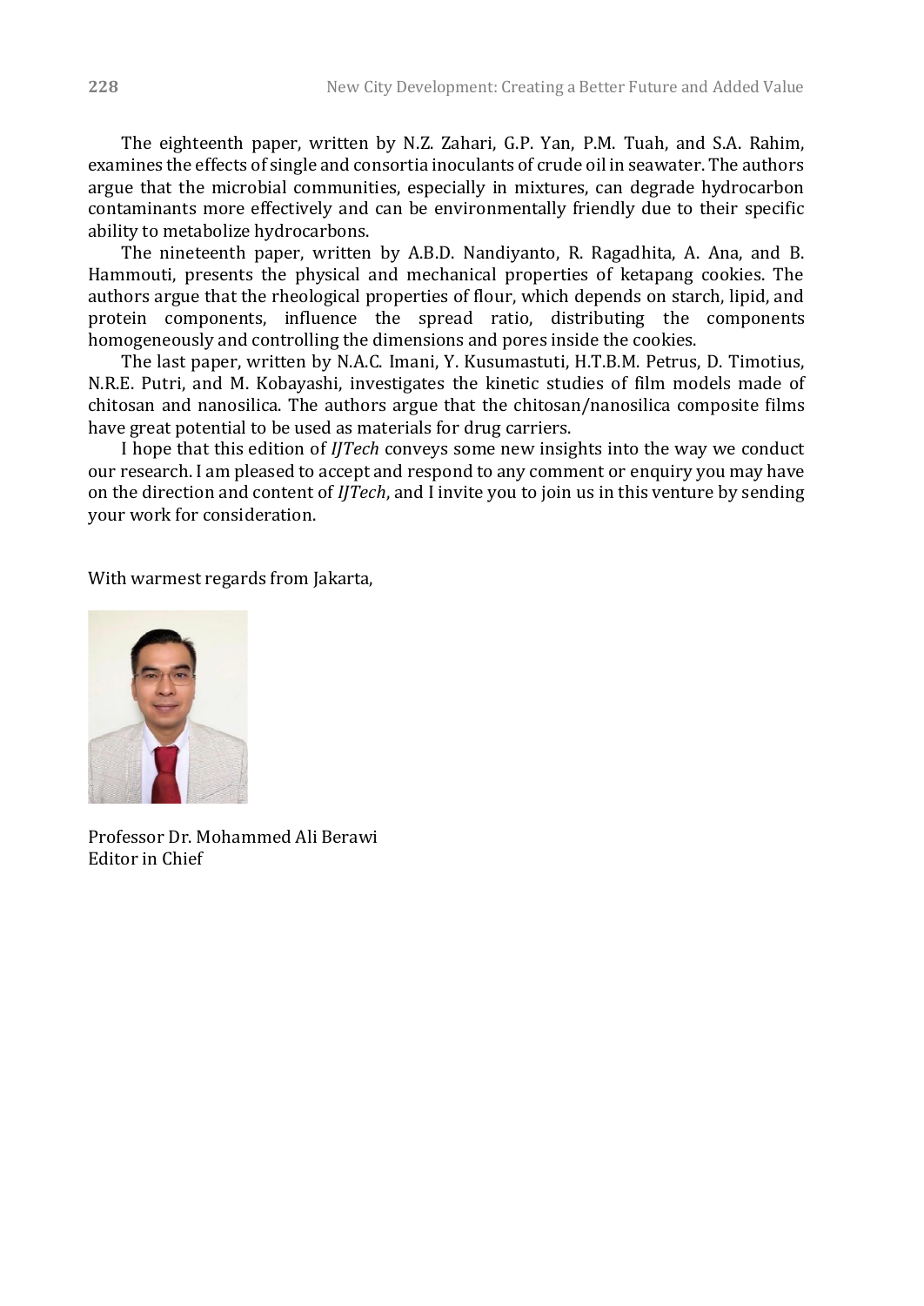The eighteenth paper, written by N.Z. Zahari, G.P. Yan, P.M. Tuah, and S.A. Rahim, examines the effects of single and consortia inoculants of crude oil in seawater. The authors argue that the microbial communities, especially in mixtures, can degrade hydrocarbon contaminants more effectively and can be environmentally friendly due to their specific ability to metabolize hydrocarbons.

The nineteenth paper, written by A.B.D. Nandiyanto, R. Ragadhita, A. Ana, and B. Hammouti, presents the physical and mechanical properties of ketapang cookies. The authors argue that the rheological properties of flour, which depends on starch, lipid, and protein components, influence the spread ratio, distributing the components homogeneously and controlling the dimensions and pores inside the cookies.

The last paper, written by N.A.C. Imani, Y. Kusumastuti, H.T.B.M. Petrus, D. Timotius, N.R.E. Putri, and M. Kobayashi, investigates the kinetic studies of film models made of chitosan and nanosilica. The authors argue that the chitosan/nanosilica composite films have great potential to be used as materials for drug carriers.

I hope that this edition of *IJTech* conveys some new insights into the way we conduct our research. I am pleased to accept and respond to any comment or enquiry you may have on the direction and content of *IJTech*, and I invite you to join us in this venture by sending your work for consideration.

With warmest regards from Jakarta,

Professor Dr. Mohammed Ali Berawi
Editor in Chief